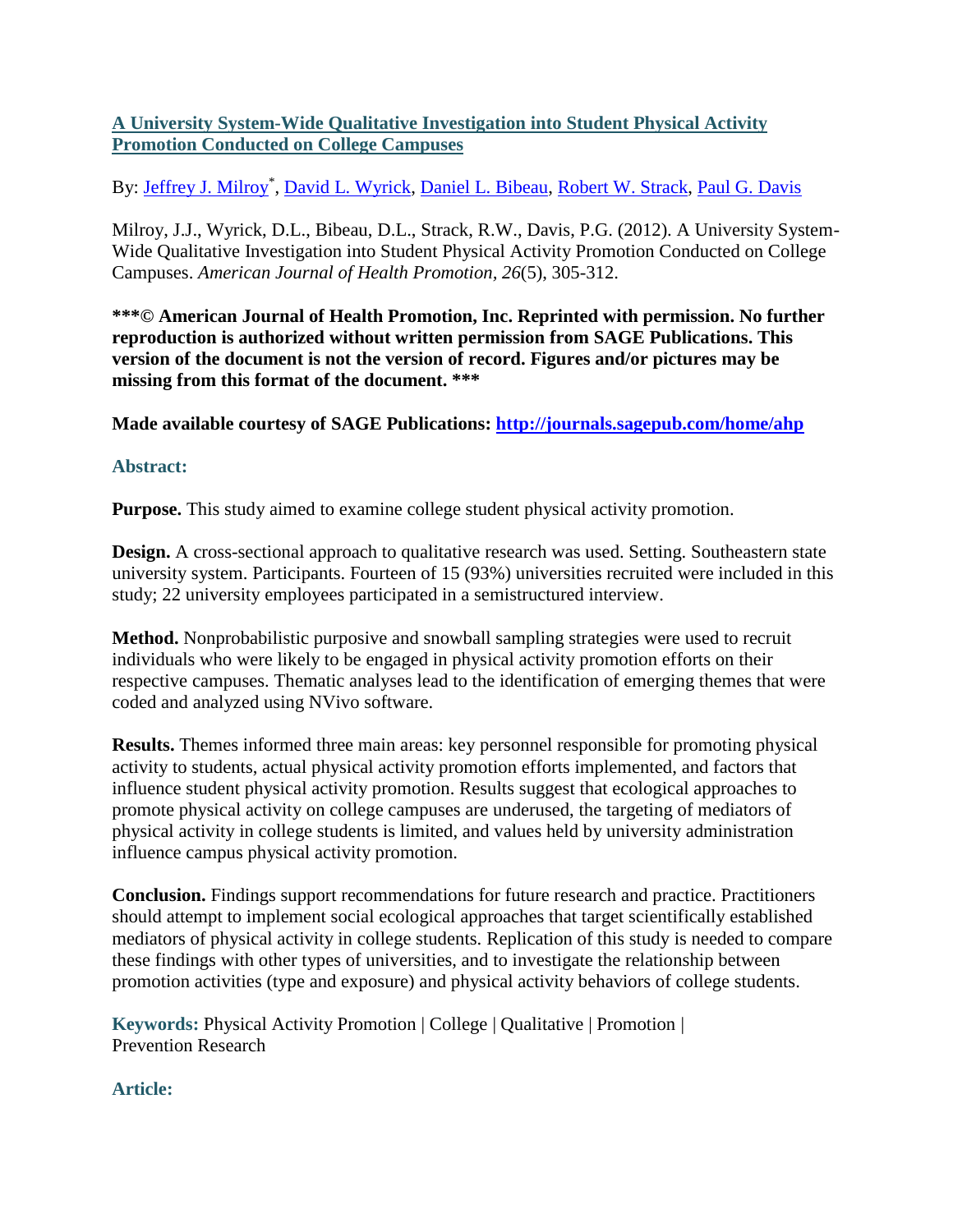# A University System-Wide Qualitative Investigation into Student Physical Activity Promotion Conducted on College Campuses

By: Jeffrey J. Milroy*, David L. Wyrick, Daniel L. Bibeau, Robert W. Strack, Paul G. Davis

Milroy, J.J., Wyrick, D.L., Bibeau, D.L., Strack, R.W., Davis, P.G. (2012). A University System-Wide Qualitative Investigation into Student Physical Activity Promotion Conducted on College Campuses. *American Journal of Health Promotion*, *26*(5), 305-312.

**\*\*\*© American Journal of Health Promotion, Inc. Reprinted with permission. No further reproduction is authorized without written permission from SAGE Publications. This version of the document is not the version of record. Figures and/or pictures may be missing from this format of the document. \*\*\***

**Made available courtesy of SAGE Publications: http://journals.sagepub.com/home/ahp**

## Abstract:

**Purpose.** This study aimed to examine college student physical activity promotion.

**Design.** A cross-sectional approach to qualitative research was used. Setting. Southeastern state university system. Participants. Fourteen of 15 (93%) universities recruited were included in this study; 22 university employees participated in a semistructured interview.

**Method.** Nonprobabilistic purposive and snowball sampling strategies were used to recruit individuals who were likely to be engaged in physical activity promotion efforts on their respective campuses. Thematic analyses lead to the identification of emerging themes that were coded and analyzed using NVivo software.

**Results.** Themes informed three main areas: key personnel responsible for promoting physical activity to students, actual physical activity promotion efforts implemented, and factors that influence student physical activity promotion. Results suggest that ecological approaches to promote physical activity on college campuses are underused, the targeting of mediators of physical activity in college students is limited, and values held by university administration influence campus physical activity promotion.

**Conclusion.** Findings support recommendations for future research and practice. Practitioners should attempt to implement social ecological approaches that target scientifically established mediators of physical activity in college students. Replication of this study is needed to compare these findings with other types of universities, and to investigate the relationship between promotion activities (type and exposure) and physical activity behaviors of college students.

**Keywords:** Physical Activity Promotion | College | Qualitative | Promotion | Prevention Research

## Article: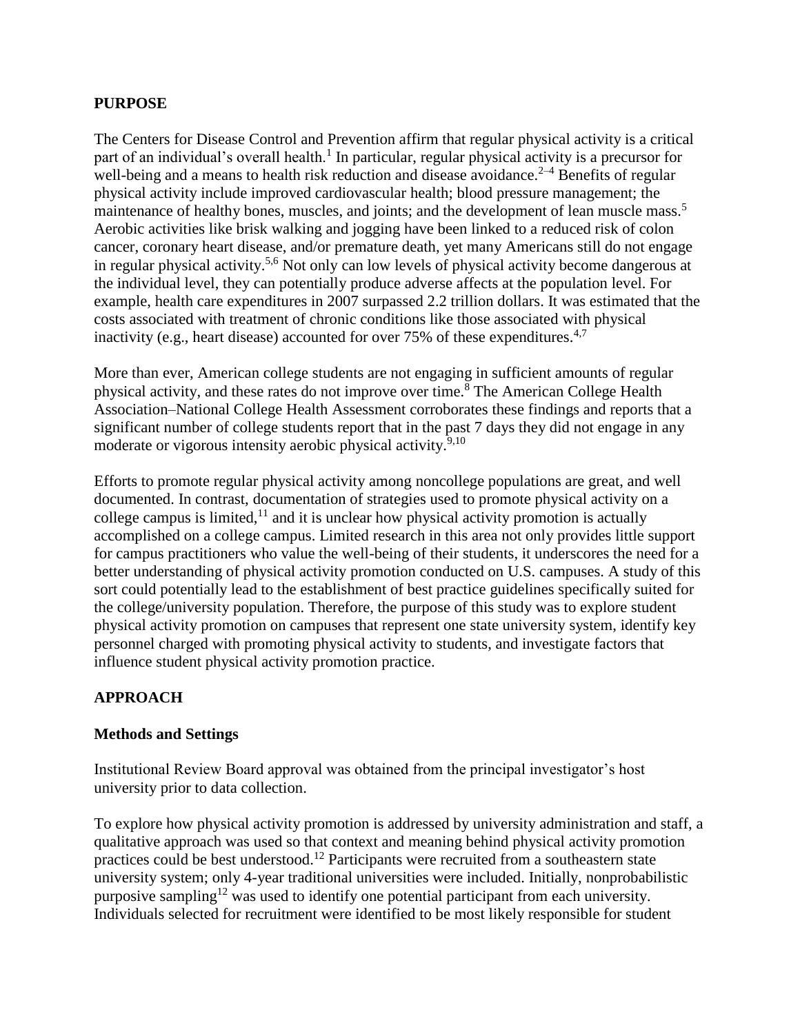## PURPOSE

The Centers for Disease Control and Prevention affirm that regular physical activity is a critical part of an individual's overall health.[1] In particular, regular physical activity is a precursor for well-being and a means to health risk reduction and disease avoidance.[2–4] Benefits of regular physical activity include improved cardiovascular health; blood pressure management; the maintenance of healthy bones, muscles, and joints; and the development of lean muscle mass.[5] Aerobic activities like brisk walking and jogging have been linked to a reduced risk of colon cancer, coronary heart disease, and/or premature death, yet many Americans still do not engage in regular physical activity.[5,6] Not only can low levels of physical activity become dangerous at the individual level, they can potentially produce adverse affects at the population level. For example, health care expenditures in 2007 surpassed 2.2 trillion dollars. It was estimated that the costs associated with treatment of chronic conditions like those associated with physical inactivity (e.g., heart disease) accounted for over 75% of these expenditures.[4,7]

More than ever, American college students are not engaging in sufficient amounts of regular physical activity, and these rates do not improve over time.[8] The American College Health Association–National College Health Assessment corroborates these findings and reports that a significant number of college students report that in the past 7 days they did not engage in any moderate or vigorous intensity aerobic physical activity.[9,10]

Efforts to promote regular physical activity among noncollege populations are great, and well documented. In contrast, documentation of strategies used to promote physical activity on a college campus is limited,[11] and it is unclear how physical activity promotion is actually accomplished on a college campus. Limited research in this area not only provides little support for campus practitioners who value the well-being of their students, it underscores the need for a better understanding of physical activity promotion conducted on U.S. campuses. A study of this sort could potentially lead to the establishment of best practice guidelines specifically suited for the college/university population. Therefore, the purpose of this study was to explore student physical activity promotion on campuses that represent one state university system, identify key personnel charged with promoting physical activity to students, and investigate factors that influence student physical activity promotion practice.

## APPROACH

### Methods and Settings

Institutional Review Board approval was obtained from the principal investigator's host university prior to data collection.

To explore how physical activity promotion is addressed by university administration and staff, a qualitative approach was used so that context and meaning behind physical activity promotion practices could be best understood.[12] Participants were recruited from a southeastern state university system; only 4-year traditional universities were included. Initially, nonprobabilistic purposive sampling[12] was used to identify one potential participant from each university. Individuals selected for recruitment were identified to be most likely responsible for student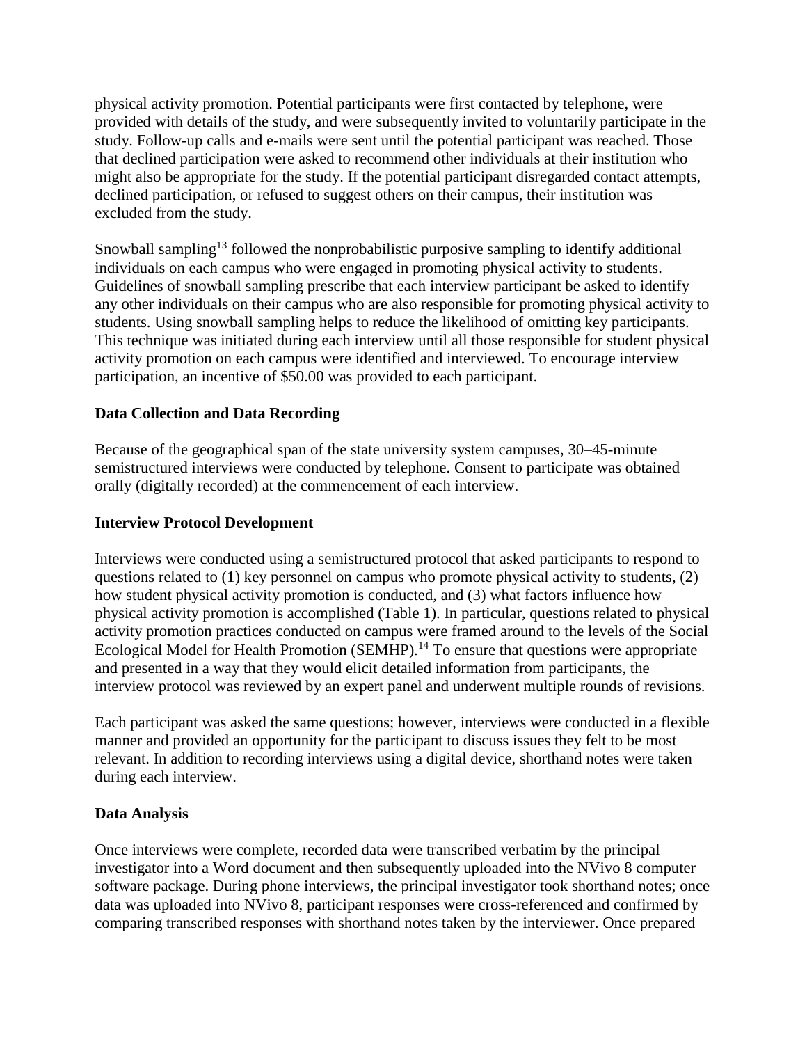physical activity promotion. Potential participants were first contacted by telephone, were provided with details of the study, and were subsequently invited to voluntarily participate in the study. Follow-up calls and e-mails were sent until the potential participant was reached. Those that declined participation were asked to recommend other individuals at their institution who might also be appropriate for the study. If the potential participant disregarded contact attempts, declined participation, or refused to suggest others on their campus, their institution was excluded from the study.

Snowball sampling[13] followed the nonprobabilistic purposive sampling to identify additional individuals on each campus who were engaged in promoting physical activity to students. Guidelines of snowball sampling prescribe that each interview participant be asked to identify any other individuals on their campus who are also responsible for promoting physical activity to students. Using snowball sampling helps to reduce the likelihood of omitting key participants. This technique was initiated during each interview until all those responsible for student physical activity promotion on each campus were identified and interviewed. To encourage interview participation, an incentive of $50.00 was provided to each participant.

### Data Collection and Data Recording

Because of the geographical span of the state university system campuses, 30–45-minute semistructured interviews were conducted by telephone. Consent to participate was obtained orally (digitally recorded) at the commencement of each interview.

### Interview Protocol Development

Interviews were conducted using a semistructured protocol that asked participants to respond to questions related to (1) key personnel on campus who promote physical activity to students, (2) how student physical activity promotion is conducted, and (3) what factors influence how physical activity promotion is accomplished (Table 1). In particular, questions related to physical activity promotion practices conducted on campus were framed around to the levels of the Social Ecological Model for Health Promotion (SEMHP).[14] To ensure that questions were appropriate and presented in a way that they would elicit detailed information from participants, the interview protocol was reviewed by an expert panel and underwent multiple rounds of revisions.

Each participant was asked the same questions; however, interviews were conducted in a flexible manner and provided an opportunity for the participant to discuss issues they felt to be most relevant. In addition to recording interviews using a digital device, shorthand notes were taken during each interview.

### Data Analysis

Once interviews were complete, recorded data were transcribed verbatim by the principal investigator into a Word document and then subsequently uploaded into the NVivo 8 computer software package. During phone interviews, the principal investigator took shorthand notes; once data was uploaded into NVivo 8, participant responses were cross-referenced and confirmed by comparing transcribed responses with shorthand notes taken by the interviewer. Once prepared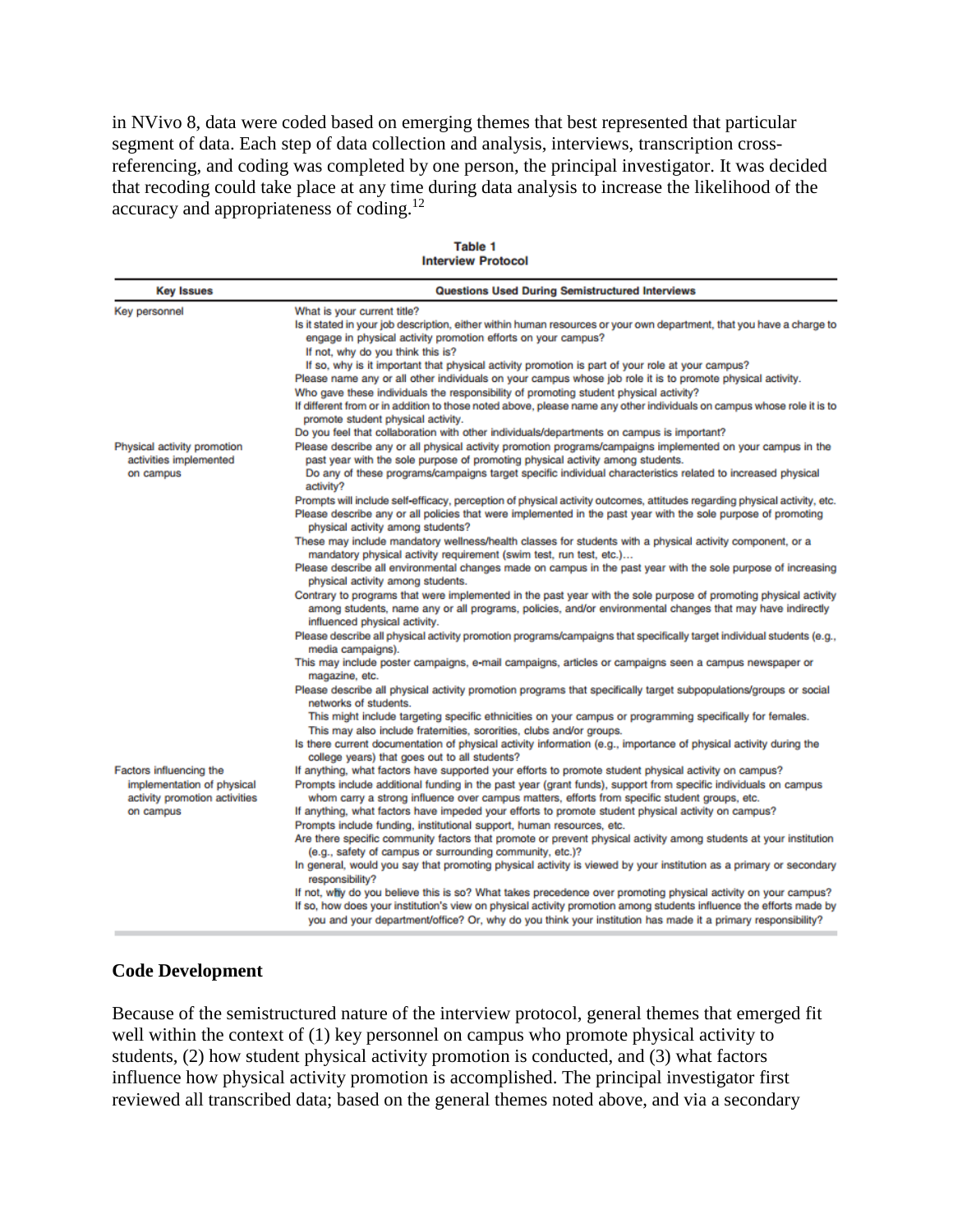in NVivo 8, data were coded based on emerging themes that best represented that particular segment of data. Each step of data collection and analysis, interviews, transcription cross-referencing, and coding was completed by one person, the principal investigator. It was decided that recoding could take place at any time during data analysis to increase the likelihood of the accuracy and appropriateness of coding.[12]

**Table 1**
**Interview Protocol**

| Key Issues | Questions Used During Semistructured Interviews |
|---|---|
| Key personnel | What is your current title?<br>Is it stated in your job description, either within human resources or your own department, that you have a charge to engage in physical activity promotion efforts on your campus?<br>If not, why do you think this is?<br>If so, why is it important that physical activity promotion is part of your role at your campus?<br>Please name any or all other individuals on your campus whose job role it is to promote physical activity.<br>Who gave these individuals the responsibility of promoting student physical activity?<br>If different from or in addition to those noted above, please name any other individuals on campus whose role it is to promote student physical activity.<br>Do you feel that collaboration with other individuals/departments on campus is important? |
| Physical activity promotion activities implemented on campus | Please describe any or all physical activity promotion programs/campaigns implemented on your campus in the past year with the sole purpose of promoting physical activity among students.<br>Do any of these programs/campaigns target specific individual characteristics related to increased physical activity?<br>Prompts will include self-efficacy, perception of physical activity outcomes, attitudes regarding physical activity, etc.<br>Please describe any or all policies that were implemented in the past year with the sole purpose of promoting physical activity among students?<br>These may include mandatory wellness/health classes for students with a physical activity component, or a mandatory physical activity requirement (swim test, run test, etc.)…<br>Please describe all environmental changes made on campus in the past year with the sole purpose of increasing physical activity among students.<br>Contrary to programs that were implemented in the past year with the sole purpose of promoting physical activity among students, name any or all programs, policies, and/or environmental changes that may have indirectly influenced physical activity.<br>Please describe all physical activity promotion programs/campaigns that specifically target individual students (e.g., media campaigns).<br>This may include poster campaigns, e-mail campaigns, articles or campaigns seen a campus newspaper or magazine, etc.<br>Please describe all physical activity promotion programs that specifically target subpopulations/groups or social networks of students.<br>This might include targeting specific ethnicities on your campus or programming specifically for females.<br>This may also include fraternities, sororities, clubs and/or groups.<br>Is there current documentation of physical activity information (e.g., importance of physical activity during the college years) that goes out to all students? |
| Factors influencing the implementation of physical activity promotion activities on campus | If anything, what factors have supported your efforts to promote student physical activity on campus?<br>Prompts include additional funding in the past year (grant funds), support from specific individuals on campus whom carry a strong influence over campus matters, efforts from specific student groups, etc.<br>If anything, what factors have impeded your efforts to promote student physical activity on campus?<br>Prompts include funding, institutional support, human resources, etc.<br>Are there specific community factors that promote or prevent physical activity among students at your institution (e.g., safety of campus or surrounding community, etc.)?<br>In general, would you say that promoting physical activity is viewed by your institution as a primary or secondary responsibility?<br>If not, why do you believe this is so? What takes precedence over promoting physical activity on your campus?<br>If so, how does your institution's view on physical activity promotion among students influence the efforts made by you and your department/office? Or, why do you think your institution has made it a primary responsibility? |

## Code Development

Because of the semistructured nature of the interview protocol, general themes that emerged fit well within the context of (1) key personnel on campus who promote physical activity to students, (2) how student physical activity promotion is conducted, and (3) what factors influence how physical activity promotion is accomplished. The principal investigator first reviewed all transcribed data; based on the general themes noted above, and via a secondary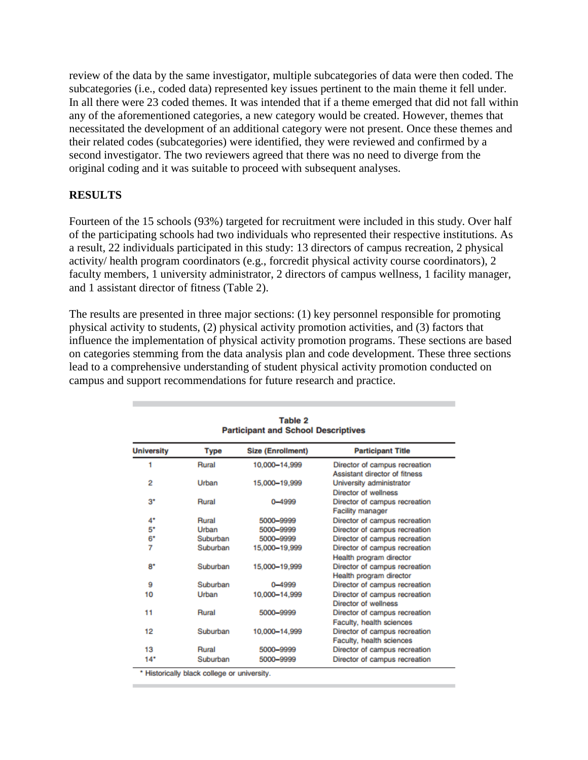review of the data by the same investigator, multiple subcategories of data were then coded. The subcategories (i.e., coded data) represented key issues pertinent to the main theme it fell under. In all there were 23 coded themes. It was intended that if a theme emerged that did not fall within any of the aforementioned categories, a new category would be created. However, themes that necessitated the development of an additional category were not present. Once these themes and their related codes (subcategories) were identified, they were reviewed and confirmed by a second investigator. The two reviewers agreed that there was no need to diverge from the original coding and it was suitable to proceed with subsequent analyses.

## RESULTS

Fourteen of the 15 schools (93%) targeted for recruitment were included in this study. Over half of the participating schools had two individuals who represented their respective institutions. As a result, 22 individuals participated in this study: 13 directors of campus recreation, 2 physical activity/ health program coordinators (e.g., forcredit physical activity course coordinators), 2 faculty members, 1 university administrator, 2 directors of campus wellness, 1 facility manager, and 1 assistant director of fitness (Table 2).

The results are presented in three major sections: (1) key personnel responsible for promoting physical activity to students, (2) physical activity promotion activities, and (3) factors that influence the implementation of physical activity promotion programs. These sections are based on categories stemming from the data analysis plan and code development. These three sections lead to a comprehensive understanding of student physical activity promotion conducted on campus and support recommendations for future research and practice.

**Table 2**
**Participant and School Descriptives**

| University | Type | Size (Enrollment) | Participant Title |
|---|---|---|---|
| 1 | Rural | 10,000–14,999 | Director of campus recreation<br>Assistant director of fitness |
| 2 | Urban | 15,000–19,999 | University administrator<br>Director of wellness |
| 3* | Rural | 0–4999 | Director of campus recreation<br>Facility manager |
| 4* | Rural | 5000–9999 | Director of campus recreation |
| 5* | Urban | 5000–9999 | Director of campus recreation |
| 6* | Suburban | 5000–9999 | Director of campus recreation |
| 7 | Suburban | 15,000–19,999 | Director of campus recreation<br>Health program director |
| 8* | Suburban | 15,000–19,999 | Director of campus recreation<br>Health program director |
| 9 | Suburban | 0–4999 | Director of campus recreation |
| 10 | Urban | 10,000–14,999 | Director of campus recreation<br>Director of wellness |
| 11 | Rural | 5000–9999 | Director of campus recreation<br>Faculty, health sciences |
| 12 | Suburban | 10,000–14,999 | Director of campus recreation<br>Faculty, health sciences |
| 13 | Rural | 5000–9999 | Director of campus recreation |
| 14* | Suburban | 5000–9999 | Director of campus recreation |

\* Historically black college or university.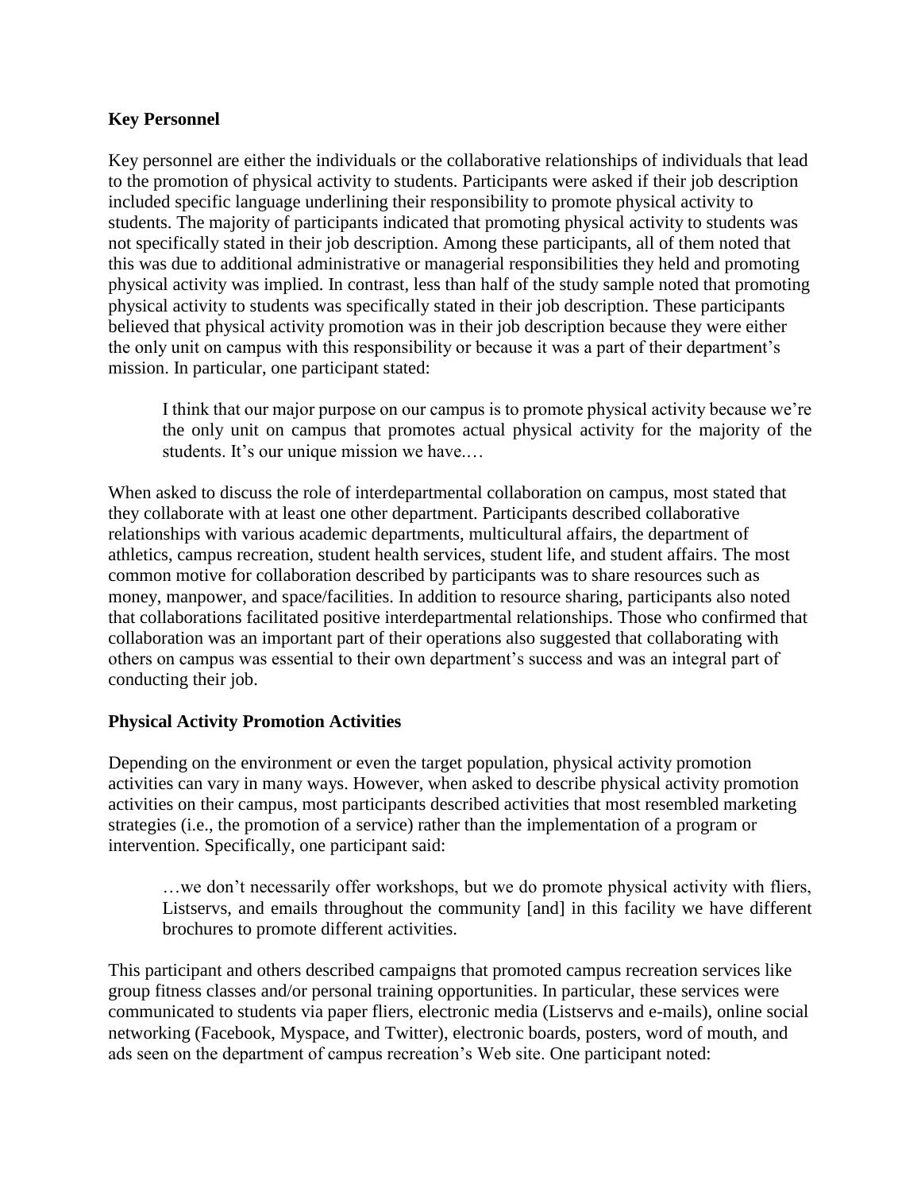**Key Personnel**

Key personnel are either the individuals or the collaborative relationships of individuals that lead to the promotion of physical activity to students. Participants were asked if their job description included specific language underlining their responsibility to promote physical activity to students. The majority of participants indicated that promoting physical activity to students was not specifically stated in their job description. Among these participants, all of them noted that this was due to additional administrative or managerial responsibilities they held and promoting physical activity was implied. In contrast, less than half of the study sample noted that promoting physical activity to students was specifically stated in their job description. These participants believed that physical activity promotion was in their job description because they were either the only unit on campus with this responsibility or because it was a part of their department's mission. In particular, one participant stated:

> I think that our major purpose on our campus is to promote physical activity because we're the only unit on campus that promotes actual physical activity for the majority of the students. It's our unique mission we have.…

When asked to discuss the role of interdepartmental collaboration on campus, most stated that they collaborate with at least one other department. Participants described collaborative relationships with various academic departments, multicultural affairs, the department of athletics, campus recreation, student health services, student life, and student affairs. The most common motive for collaboration described by participants was to share resources such as money, manpower, and space/facilities. In addition to resource sharing, participants also noted that collaborations facilitated positive interdepartmental relationships. Those who confirmed that collaboration was an important part of their operations also suggested that collaborating with others on campus was essential to their own department's success and was an integral part of conducting their job.

**Physical Activity Promotion Activities**

Depending on the environment or even the target population, physical activity promotion activities can vary in many ways. However, when asked to describe physical activity promotion activities on their campus, most participants described activities that most resembled marketing strategies (i.e., the promotion of a service) rather than the implementation of a program or intervention. Specifically, one participant said:

> …we don't necessarily offer workshops, but we do promote physical activity with fliers, Listservs, and emails throughout the community [and] in this facility we have different brochures to promote different activities.

This participant and others described campaigns that promoted campus recreation services like group fitness classes and/or personal training opportunities. In particular, these services were communicated to students via paper fliers, electronic media (Listservs and e-mails), online social networking (Facebook, Myspace, and Twitter), electronic boards, posters, word of mouth, and ads seen on the department of campus recreation's Web site. One participant noted: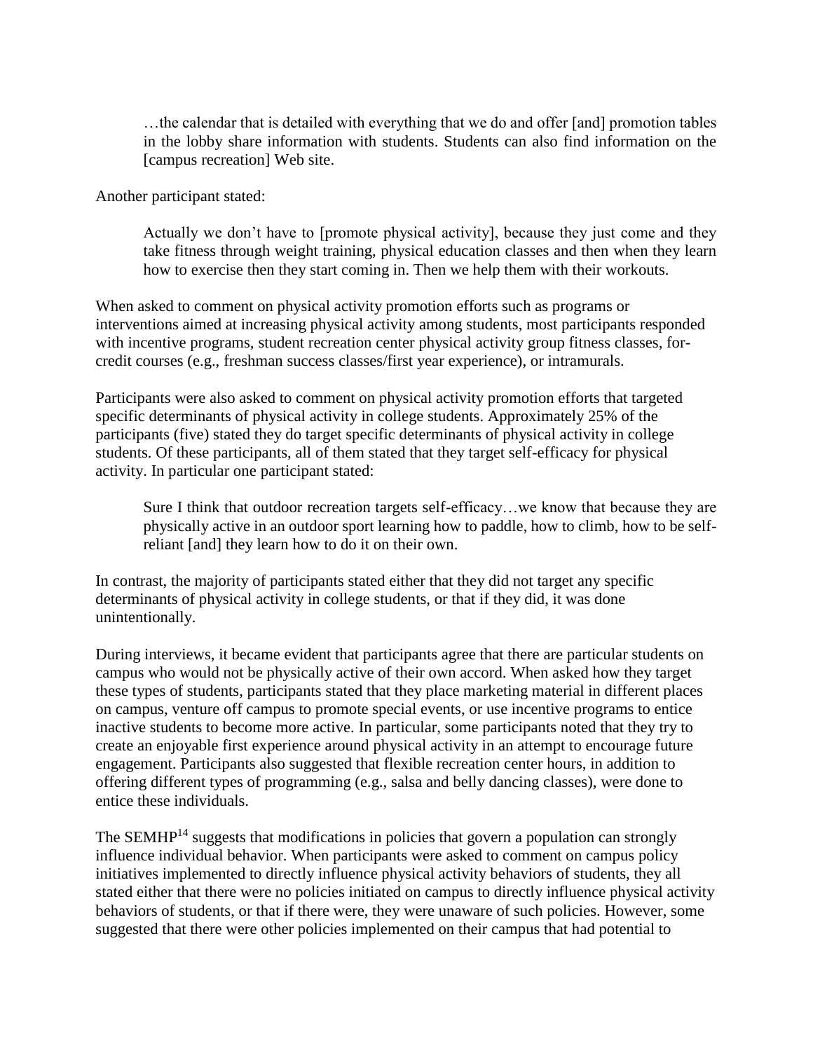> …the calendar that is detailed with everything that we do and offer [and] promotion tables in the lobby share information with students. Students can also find information on the [campus recreation] Web site.

Another participant stated:

> Actually we don't have to [promote physical activity], because they just come and they take fitness through weight training, physical education classes and then when they learn how to exercise then they start coming in. Then we help them with their workouts.

When asked to comment on physical activity promotion efforts such as programs or interventions aimed at increasing physical activity among students, most participants responded with incentive programs, student recreation center physical activity group fitness classes, for-credit courses (e.g., freshman success classes/first year experience), or intramurals.

Participants were also asked to comment on physical activity promotion efforts that targeted specific determinants of physical activity in college students. Approximately 25% of the participants (five) stated they do target specific determinants of physical activity in college students. Of these participants, all of them stated that they target self-efficacy for physical activity. In particular one participant stated:

> Sure I think that outdoor recreation targets self-efficacy…we know that because they are physically active in an outdoor sport learning how to paddle, how to climb, how to be self-reliant [and] they learn how to do it on their own.

In contrast, the majority of participants stated either that they did not target any specific determinants of physical activity in college students, or that if they did, it was done unintentionally.

During interviews, it became evident that participants agree that there are particular students on campus who would not be physically active of their own accord. When asked how they target these types of students, participants stated that they place marketing material in different places on campus, venture off campus to promote special events, or use incentive programs to entice inactive students to become more active. In particular, some participants noted that they try to create an enjoyable first experience around physical activity in an attempt to encourage future engagement. Participants also suggested that flexible recreation center hours, in addition to offering different types of programming (e.g., salsa and belly dancing classes), were done to entice these individuals.

The SEMHP[14] suggests that modifications in policies that govern a population can strongly influence individual behavior. When participants were asked to comment on campus policy initiatives implemented to directly influence physical activity behaviors of students, they all stated either that there were no policies initiated on campus to directly influence physical activity behaviors of students, or that if there were, they were unaware of such policies. However, some suggested that there were other policies implemented on their campus that had potential to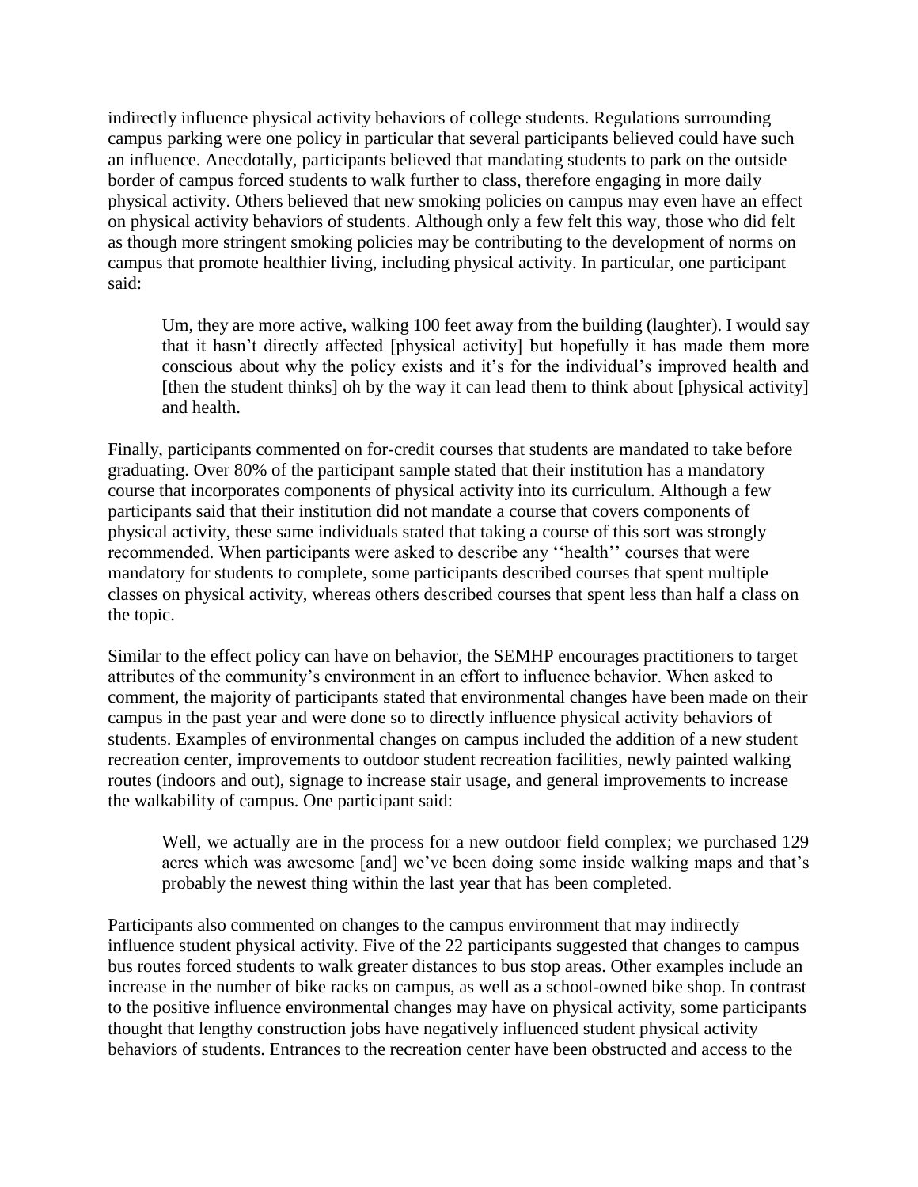indirectly influence physical activity behaviors of college students. Regulations surrounding campus parking were one policy in particular that several participants believed could have such an influence. Anecdotally, participants believed that mandating students to park on the outside border of campus forced students to walk further to class, therefore engaging in more daily physical activity. Others believed that new smoking policies on campus may even have an effect on physical activity behaviors of students. Although only a few felt this way, those who did felt as though more stringent smoking policies may be contributing to the development of norms on campus that promote healthier living, including physical activity. In particular, one participant said:

> Um, they are more active, walking 100 feet away from the building (laughter). I would say that it hasn't directly affected [physical activity] but hopefully it has made them more conscious about why the policy exists and it's for the individual's improved health and [then the student thinks] oh by the way it can lead them to think about [physical activity] and health.

Finally, participants commented on for-credit courses that students are mandated to take before graduating. Over 80% of the participant sample stated that their institution has a mandatory course that incorporates components of physical activity into its curriculum. Although a few participants said that their institution did not mandate a course that covers components of physical activity, these same individuals stated that taking a course of this sort was strongly recommended. When participants were asked to describe any ''health'' courses that were mandatory for students to complete, some participants described courses that spent multiple classes on physical activity, whereas others described courses that spent less than half a class on the topic.

Similar to the effect policy can have on behavior, the SEMHP encourages practitioners to target attributes of the community's environment in an effort to influence behavior. When asked to comment, the majority of participants stated that environmental changes have been made on their campus in the past year and were done so to directly influence physical activity behaviors of students. Examples of environmental changes on campus included the addition of a new student recreation center, improvements to outdoor student recreation facilities, newly painted walking routes (indoors and out), signage to increase stair usage, and general improvements to increase the walkability of campus. One participant said:

> Well, we actually are in the process for a new outdoor field complex; we purchased 129 acres which was awesome [and] we've been doing some inside walking maps and that's probably the newest thing within the last year that has been completed.

Participants also commented on changes to the campus environment that may indirectly influence student physical activity. Five of the 22 participants suggested that changes to campus bus routes forced students to walk greater distances to bus stop areas. Other examples include an increase in the number of bike racks on campus, as well as a school-owned bike shop. In contrast to the positive influence environmental changes may have on physical activity, some participants thought that lengthy construction jobs have negatively influenced student physical activity behaviors of students. Entrances to the recreation center have been obstructed and access to the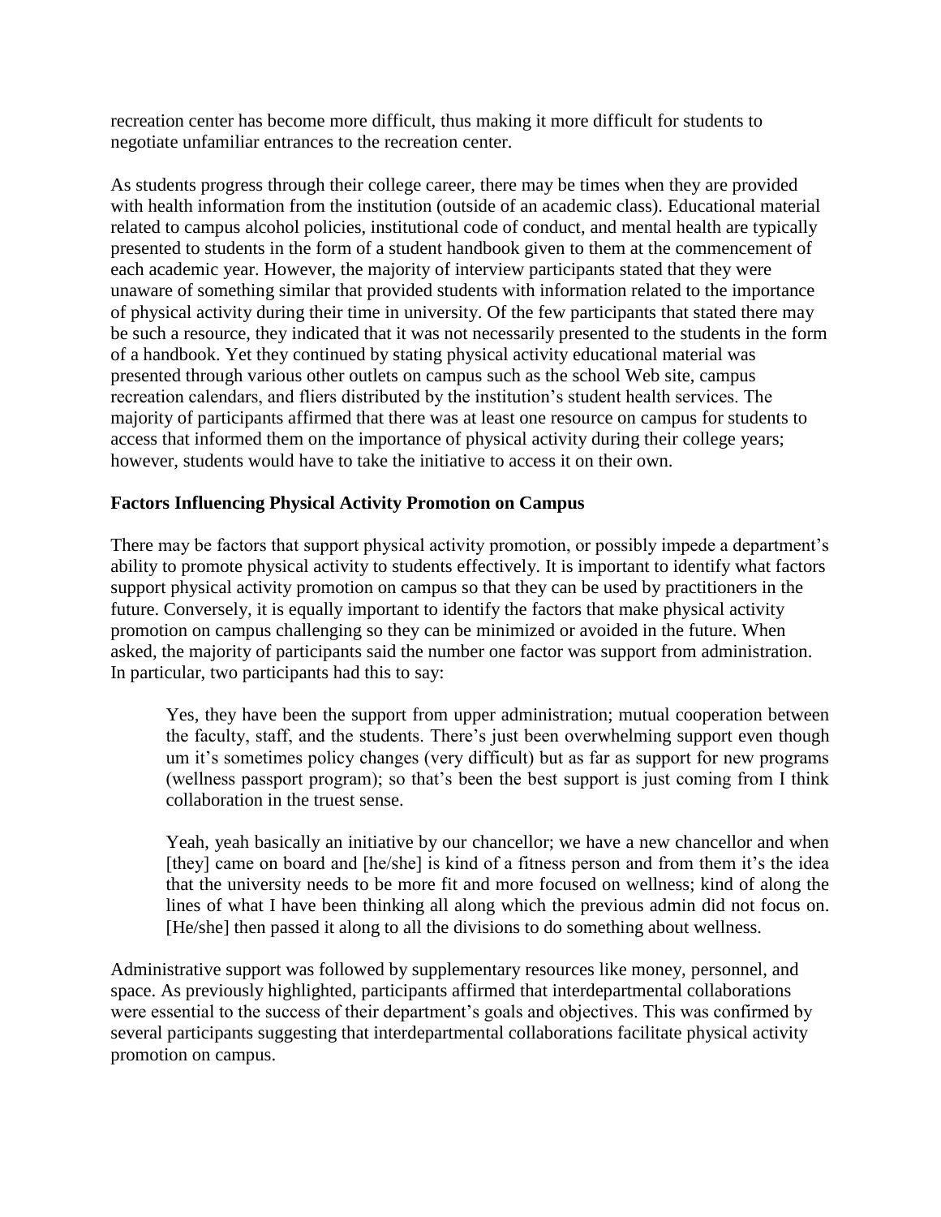recreation center has become more difficult, thus making it more difficult for students to negotiate unfamiliar entrances to the recreation center.

As students progress through their college career, there may be times when they are provided with health information from the institution (outside of an academic class). Educational material related to campus alcohol policies, institutional code of conduct, and mental health are typically presented to students in the form of a student handbook given to them at the commencement of each academic year. However, the majority of interview participants stated that they were unaware of something similar that provided students with information related to the importance of physical activity during their time in university. Of the few participants that stated there may be such a resource, they indicated that it was not necessarily presented to the students in the form of a handbook. Yet they continued by stating physical activity educational material was presented through various other outlets on campus such as the school Web site, campus recreation calendars, and fliers distributed by the institution's student health services. The majority of participants affirmed that there was at least one resource on campus for students to access that informed them on the importance of physical activity during their college years; however, students would have to take the initiative to access it on their own.

**Factors Influencing Physical Activity Promotion on Campus**

There may be factors that support physical activity promotion, or possibly impede a department's ability to promote physical activity to students effectively. It is important to identify what factors support physical activity promotion on campus so that they can be used by practitioners in the future. Conversely, it is equally important to identify the factors that make physical activity promotion on campus challenging so they can be minimized or avoided in the future. When asked, the majority of participants said the number one factor was support from administration. In particular, two participants had this to say:

> Yes, they have been the support from upper administration; mutual cooperation between the faculty, staff, and the students. There's just been overwhelming support even though um it's sometimes policy changes (very difficult) but as far as support for new programs (wellness passport program); so that's been the best support is just coming from I think collaboration in the truest sense.
>
> Yeah, yeah basically an initiative by our chancellor; we have a new chancellor and when [they] came on board and [he/she] is kind of a fitness person and from them it's the idea that the university needs to be more fit and more focused on wellness; kind of along the lines of what I have been thinking all along which the previous admin did not focus on. [He/she] then passed it along to all the divisions to do something about wellness.

Administrative support was followed by supplementary resources like money, personnel, and space. As previously highlighted, participants affirmed that interdepartmental collaborations were essential to the success of their department's goals and objectives. This was confirmed by several participants suggesting that interdepartmental collaborations facilitate physical activity promotion on campus.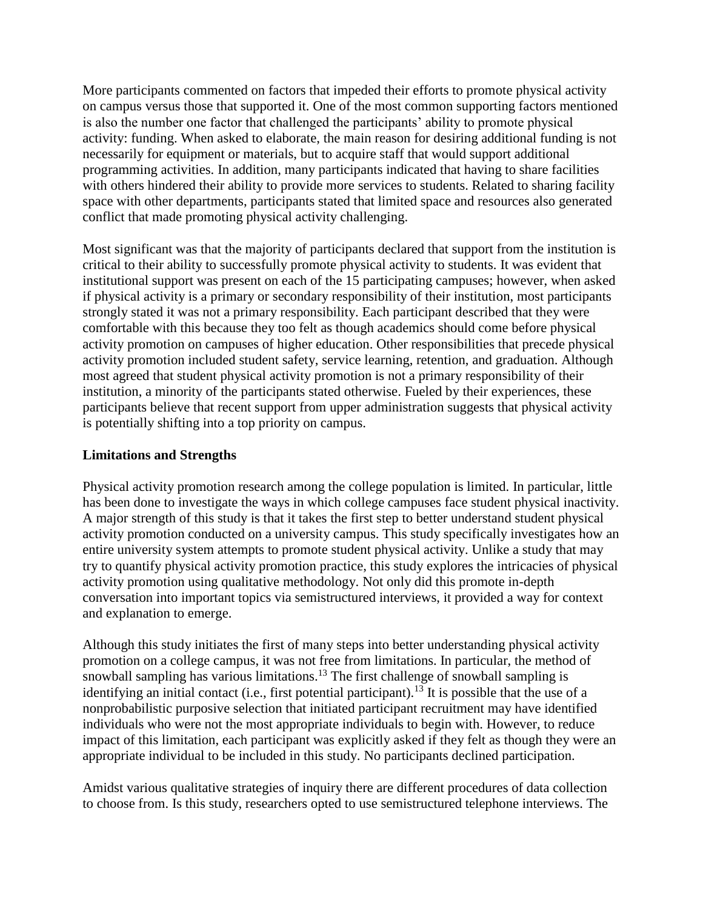More participants commented on factors that impeded their efforts to promote physical activity on campus versus those that supported it. One of the most common supporting factors mentioned is also the number one factor that challenged the participants' ability to promote physical activity: funding. When asked to elaborate, the main reason for desiring additional funding is not necessarily for equipment or materials, but to acquire staff that would support additional programming activities. In addition, many participants indicated that having to share facilities with others hindered their ability to provide more services to students. Related to sharing facility space with other departments, participants stated that limited space and resources also generated conflict that made promoting physical activity challenging.

Most significant was that the majority of participants declared that support from the institution is critical to their ability to successfully promote physical activity to students. It was evident that institutional support was present on each of the 15 participating campuses; however, when asked if physical activity is a primary or secondary responsibility of their institution, most participants strongly stated it was not a primary responsibility. Each participant described that they were comfortable with this because they too felt as though academics should come before physical activity promotion on campuses of higher education. Other responsibilities that precede physical activity promotion included student safety, service learning, retention, and graduation. Although most agreed that student physical activity promotion is not a primary responsibility of their institution, a minority of the participants stated otherwise. Fueled by their experiences, these participants believe that recent support from upper administration suggests that physical activity is potentially shifting into a top priority on campus.

**Limitations and Strengths**

Physical activity promotion research among the college population is limited. In particular, little has been done to investigate the ways in which college campuses face student physical inactivity. A major strength of this study is that it takes the first step to better understand student physical activity promotion conducted on a university campus. This study specifically investigates how an entire university system attempts to promote student physical activity. Unlike a study that may try to quantify physical activity promotion practice, this study explores the intricacies of physical activity promotion using qualitative methodology. Not only did this promote in-depth conversation into important topics via semistructured interviews, it provided a way for context and explanation to emerge.

Although this study initiates the first of many steps into better understanding physical activity promotion on a college campus, it was not free from limitations. In particular, the method of snowball sampling has various limitations.[13] The first challenge of snowball sampling is identifying an initial contact (i.e., first potential participant).[13] It is possible that the use of a nonprobabilistic purposive selection that initiated participant recruitment may have identified individuals who were not the most appropriate individuals to begin with. However, to reduce impact of this limitation, each participant was explicitly asked if they felt as though they were an appropriate individual to be included in this study. No participants declined participation.

Amidst various qualitative strategies of inquiry there are different procedures of data collection to choose from. Is this study, researchers opted to use semistructured telephone interviews. The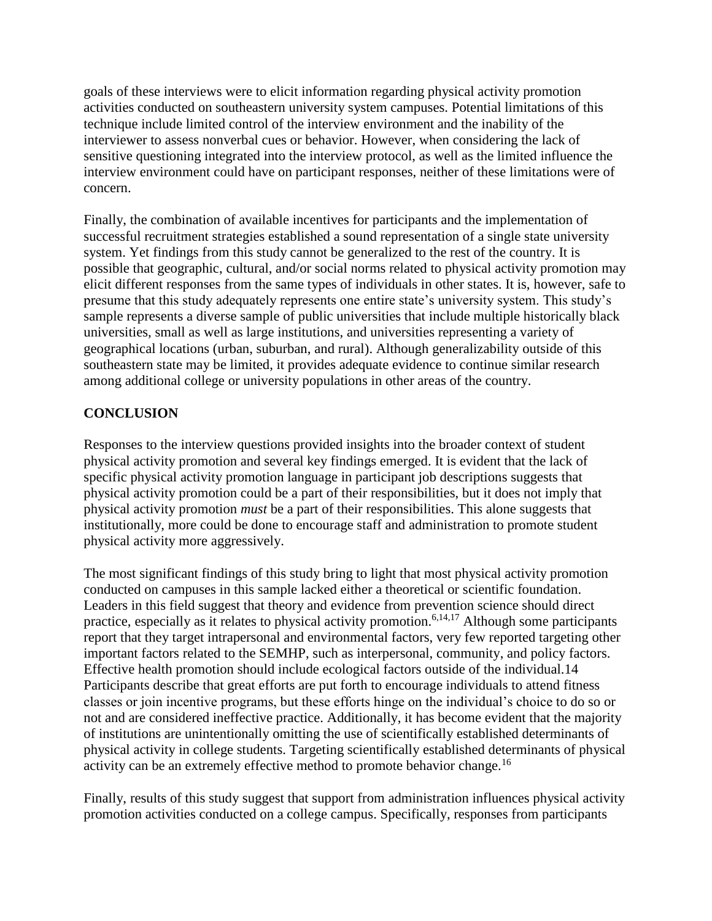goals of these interviews were to elicit information regarding physical activity promotion activities conducted on southeastern university system campuses. Potential limitations of this technique include limited control of the interview environment and the inability of the interviewer to assess nonverbal cues or behavior. However, when considering the lack of sensitive questioning integrated into the interview protocol, as well as the limited influence the interview environment could have on participant responses, neither of these limitations were of concern.

Finally, the combination of available incentives for participants and the implementation of successful recruitment strategies established a sound representation of a single state university system. Yet findings from this study cannot be generalized to the rest of the country. It is possible that geographic, cultural, and/or social norms related to physical activity promotion may elicit different responses from the same types of individuals in other states. It is, however, safe to presume that this study adequately represents one entire state's university system. This study's sample represents a diverse sample of public universities that include multiple historically black universities, small as well as large institutions, and universities representing a variety of geographical locations (urban, suburban, and rural). Although generalizability outside of this southeastern state may be limited, it provides adequate evidence to continue similar research among additional college or university populations in other areas of the country.

## CONCLUSION

Responses to the interview questions provided insights into the broader context of student physical activity promotion and several key findings emerged. It is evident that the lack of specific physical activity promotion language in participant job descriptions suggests that physical activity promotion could be a part of their responsibilities, but it does not imply that physical activity promotion *must* be a part of their responsibilities. This alone suggests that institutionally, more could be done to encourage staff and administration to promote student physical activity more aggressively.

The most significant findings of this study bring to light that most physical activity promotion conducted on campuses in this sample lacked either a theoretical or scientific foundation. Leaders in this field suggest that theory and evidence from prevention science should direct practice, especially as it relates to physical activity promotion.[6,14,17] Although some participants report that they target intrapersonal and environmental factors, very few reported targeting other important factors related to the SEMHP, such as interpersonal, community, and policy factors. Effective health promotion should include ecological factors outside of the individual.14 Participants describe that great efforts are put forth to encourage individuals to attend fitness classes or join incentive programs, but these efforts hinge on the individual's choice to do so or not and are considered ineffective practice. Additionally, it has become evident that the majority of institutions are unintentionally omitting the use of scientifically established determinants of physical activity in college students. Targeting scientifically established determinants of physical activity can be an extremely effective method to promote behavior change.[16]

Finally, results of this study suggest that support from administration influences physical activity promotion activities conducted on a college campus. Specifically, responses from participants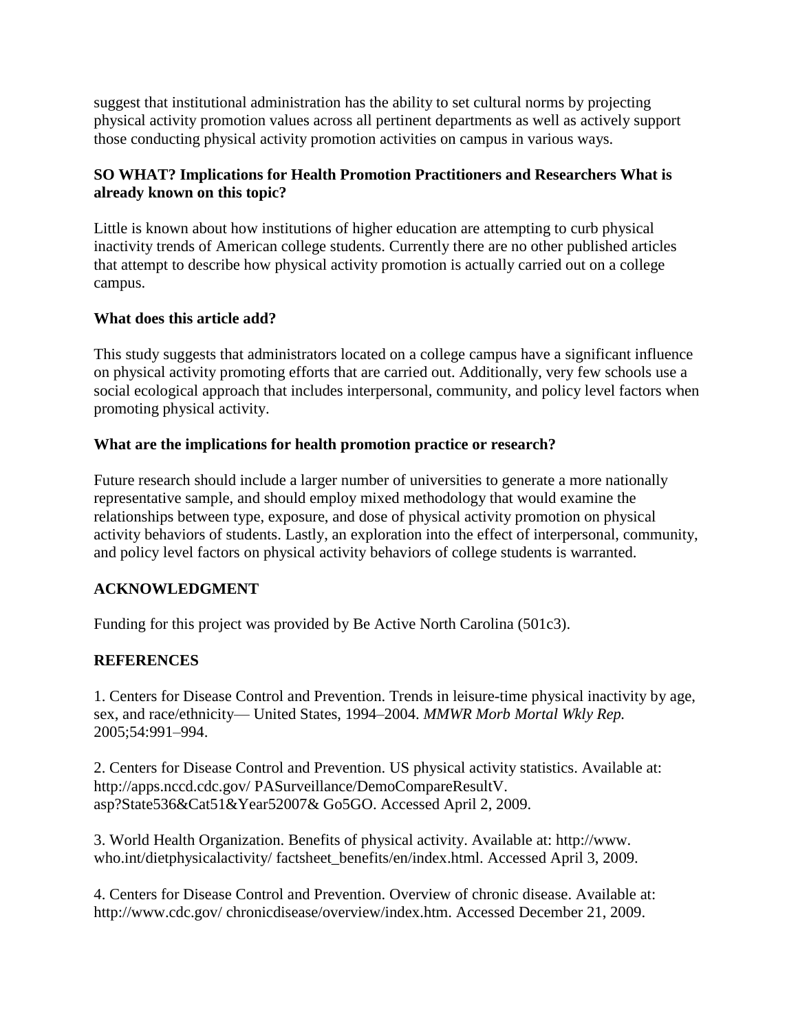suggest that institutional administration has the ability to set cultural norms by projecting physical activity promotion values across all pertinent departments as well as actively support those conducting physical activity promotion activities on campus in various ways.

### SO WHAT? Implications for Health Promotion Practitioners and Researchers What is already known on this topic?

Little is known about how institutions of higher education are attempting to curb physical inactivity trends of American college students. Currently there are no other published articles that attempt to describe how physical activity promotion is actually carried out on a college campus.

### What does this article add?

This study suggests that administrators located on a college campus have a significant influence on physical activity promoting efforts that are carried out. Additionally, very few schools use a social ecological approach that includes interpersonal, community, and policy level factors when promoting physical activity.

### What are the implications for health promotion practice or research?

Future research should include a larger number of universities to generate a more nationally representative sample, and should employ mixed methodology that would examine the relationships between type, exposure, and dose of physical activity promotion on physical activity behaviors of students. Lastly, an exploration into the effect of interpersonal, community, and policy level factors on physical activity behaviors of college students is warranted.

## ACKNOWLEDGMENT

Funding for this project was provided by Be Active North Carolina (501c3).

## REFERENCES

1. Centers for Disease Control and Prevention. Trends in leisure-time physical inactivity by age, sex, and race/ethnicity— United States, 1994–2004. *MMWR Morb Mortal Wkly Rep.* 2005;54:991–994.

2. Centers for Disease Control and Prevention. US physical activity statistics. Available at: http://apps.nccd.cdc.gov/ PASurveillance/DemoCompareResultV. asp?State536&Cat51&Year52007& Go5GO. Accessed April 2, 2009.

3. World Health Organization. Benefits of physical activity. Available at: http://www. who.int/dietphysicalactivity/ factsheet_benefits/en/index.html. Accessed April 3, 2009.

4. Centers for Disease Control and Prevention. Overview of chronic disease. Available at: http://www.cdc.gov/ chronicdisease/overview/index.htm. Accessed December 21, 2009.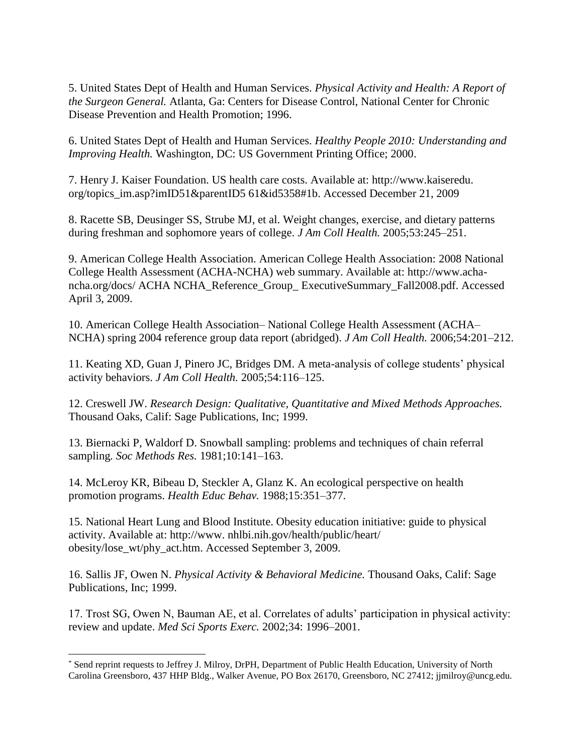5. United States Dept of Health and Human Services. *Physical Activity and Health: A Report of the Surgeon General.* Atlanta, Ga: Centers for Disease Control, National Center for Chronic Disease Prevention and Health Promotion; 1996.

6. United States Dept of Health and Human Services. *Healthy People 2010: Understanding and Improving Health.* Washington, DC: US Government Printing Office; 2000.

7. Henry J. Kaiser Foundation. US health care costs. Available at: http://www.kaiseredu. org/topics_im.asp?imID51&parentID5 61&id5358#1b. Accessed December 21, 2009

8. Racette SB, Deusinger SS, Strube MJ, et al. Weight changes, exercise, and dietary patterns during freshman and sophomore years of college. *J Am Coll Health.* 2005;53:245–251.

9. American College Health Association. American College Health Association: 2008 National College Health Assessment (ACHA-NCHA) web summary. Available at: http://www.acha-ncha.org/docs/ ACHA NCHA_Reference_Group_ ExecutiveSummary_Fall2008.pdf. Accessed April 3, 2009.

10. American College Health Association– National College Health Assessment (ACHA–NCHA) spring 2004 reference group data report (abridged). *J Am Coll Health.* 2006;54:201–212.

11. Keating XD, Guan J, Pinero JC, Bridges DM. A meta-analysis of college students' physical activity behaviors. *J Am Coll Health.* 2005;54:116–125.

12. Creswell JW. *Research Design: Qualitative, Quantitative and Mixed Methods Approaches.* Thousand Oaks, Calif: Sage Publications, Inc; 1999.

13. Biernacki P, Waldorf D. Snowball sampling: problems and techniques of chain referral sampling. *Soc Methods Res.* 1981;10:141–163.

14. McLeroy KR, Bibeau D, Steckler A, Glanz K. An ecological perspective on health promotion programs. *Health Educ Behav.* 1988;15:351–377.

15. National Heart Lung and Blood Institute. Obesity education initiative: guide to physical activity. Available at: http://www. nhlbi.nih.gov/health/public/heart/ obesity/lose_wt/phy_act.htm. Accessed September 3, 2009.

16. Sallis JF, Owen N. *Physical Activity & Behavioral Medicine.* Thousand Oaks, Calif: Sage Publications, Inc; 1999.

17. Trost SG, Owen N, Bauman AE, et al. Correlates of adults' participation in physical activity: review and update. *Med Sci Sports Exerc.* 2002;34: 1996–2001.

---

* Send reprint requests to Jeffrey J. Milroy, DrPH, Department of Public Health Education, University of North Carolina Greensboro, 437 HHP Bldg., Walker Avenue, PO Box 26170, Greensboro, NC 27412; jjmilroy@uncg.edu.